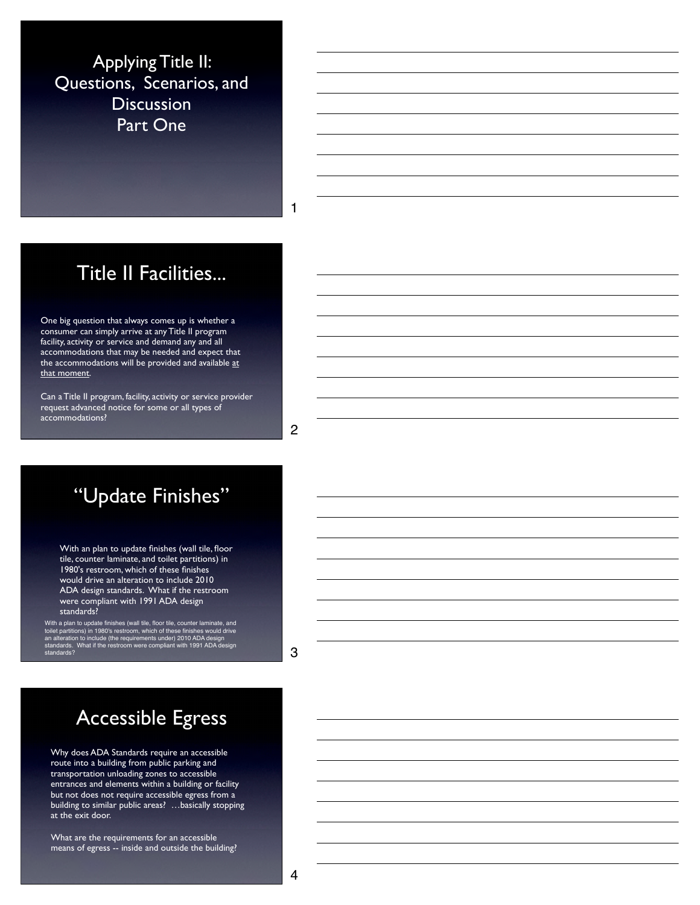# Applying Title II: Questions, Scenarios, and Discussion Part One

## Title II Facilities...

One big question that always comes up is whether a consumer can simply arrive at any Title II program facility, activity or service and demand any and all accommodations that may be needed and expect that the accommodations will be provided and available at that moment.

Can a Title II program, facility, activity or service provider request advanced notice for some or all types of accommodations?

## "Update Finishes"

With an plan to update finishes (wall tile, floor tile, counter laminate, and toilet partitions) in 1980's restroom, which of these finishes would drive an alteration to include 2010 ADA design standards. What if the restroom were compliant with 1991 ADA design standards?

With a plan to update finishes (wall tile, floor tile, counter laminate, and toilet partitions) in 1980's restroom, which of these finishes would drive an alteration to include (the requirements under) 2010 ADA design standards. What if the restroom were compliant with 1991 ADA design standards?

## Accessible Egress

Why does ADA Standards require an accessible route into a building from public parking and transportation unloading zones to accessible entrances and elements within a building or facility but not does not require accessible egress from a building to similar public areas? …basically stopping at the exit door.

What are the requirements for an accessible means of egress -- inside and outside the building?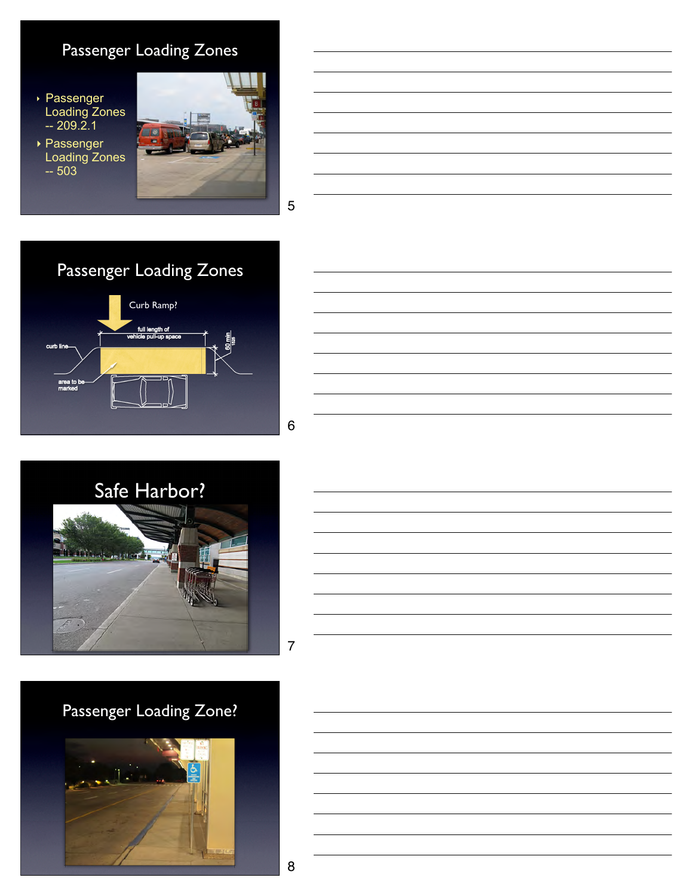## Passenger Loading Zones

- Passenger Loading Zones -- 209.2.1
- Passenger Loading Zones -- 503

## Passenger Loading Zones

Curb Ramp?

full length of vehicle pull-up space

curb line

area to be marked

60 min 1525

## Safe Harbor?

## Passenger Loading Zone?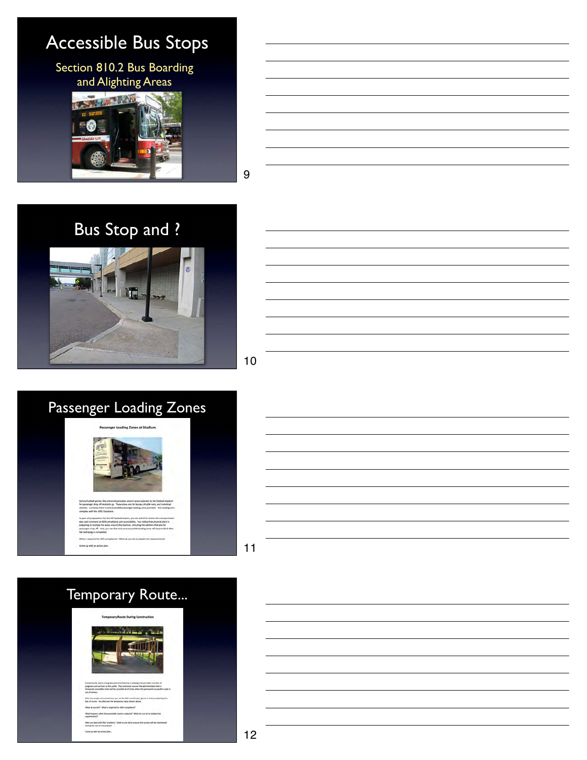# Accessible Bus Stops

Section 810.2 Bus Boarding and Alighting Areas

# Bus Stop and ?

# Passenger Loading Zones

# Temporary Route...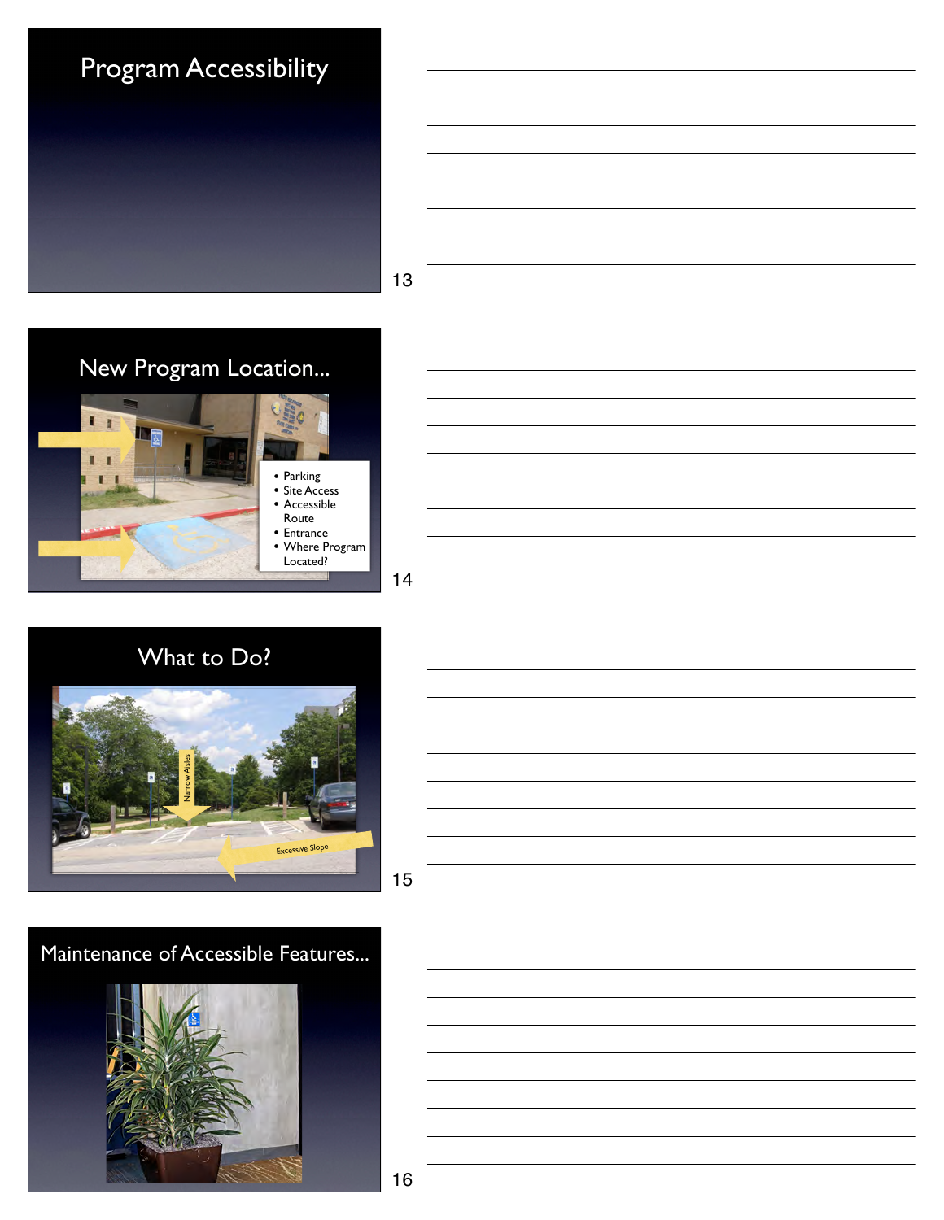## Program Accessibility

## New Program Location...

- Parking
- Site Access
- Accessible Route
- Entrance
- Where Program Located?

## What to Do?

Narrow Aisles

Excessive Slope

## Maintenance of Accessible Features...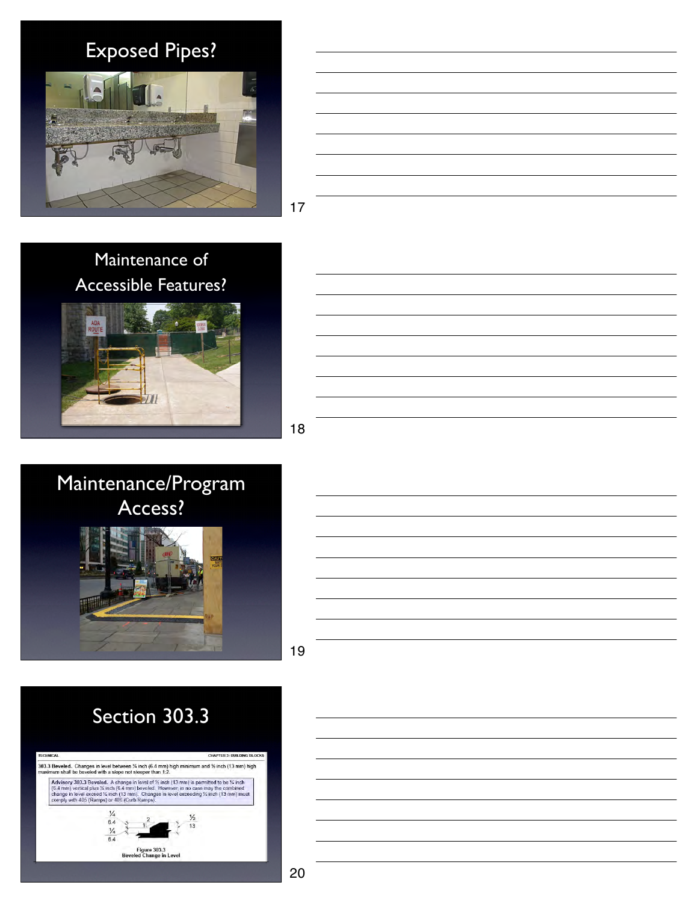## Exposed Pipes?

## Maintenance of Accessible Features?

## Maintenance/Program Access?

## Section 303.3

TECHNICAL — CHAPTER 3: BUILDING BLOCKS

**303.3 Beveled.** Changes in level between ¼ inch (6.4 mm) high minimum and ½ inch (13 mm) high maximum shall be beveled with a slope not steeper than 1:2.

**Advisory 303.3 Beveled.** A change in level of ½ inch (13 mm) is permitted to be ¼ inch (6.4 mm) vertical plus ¼ inch (6.4 mm) beveled. However, in no case may the combined change in level exceed ½ inch (13 mm). Changes in level exceeding ½ inch (13 mm) must comply with 405 (Ramps) or 406 (Curb Ramps).

Figure 303.3
Beveled Change in Level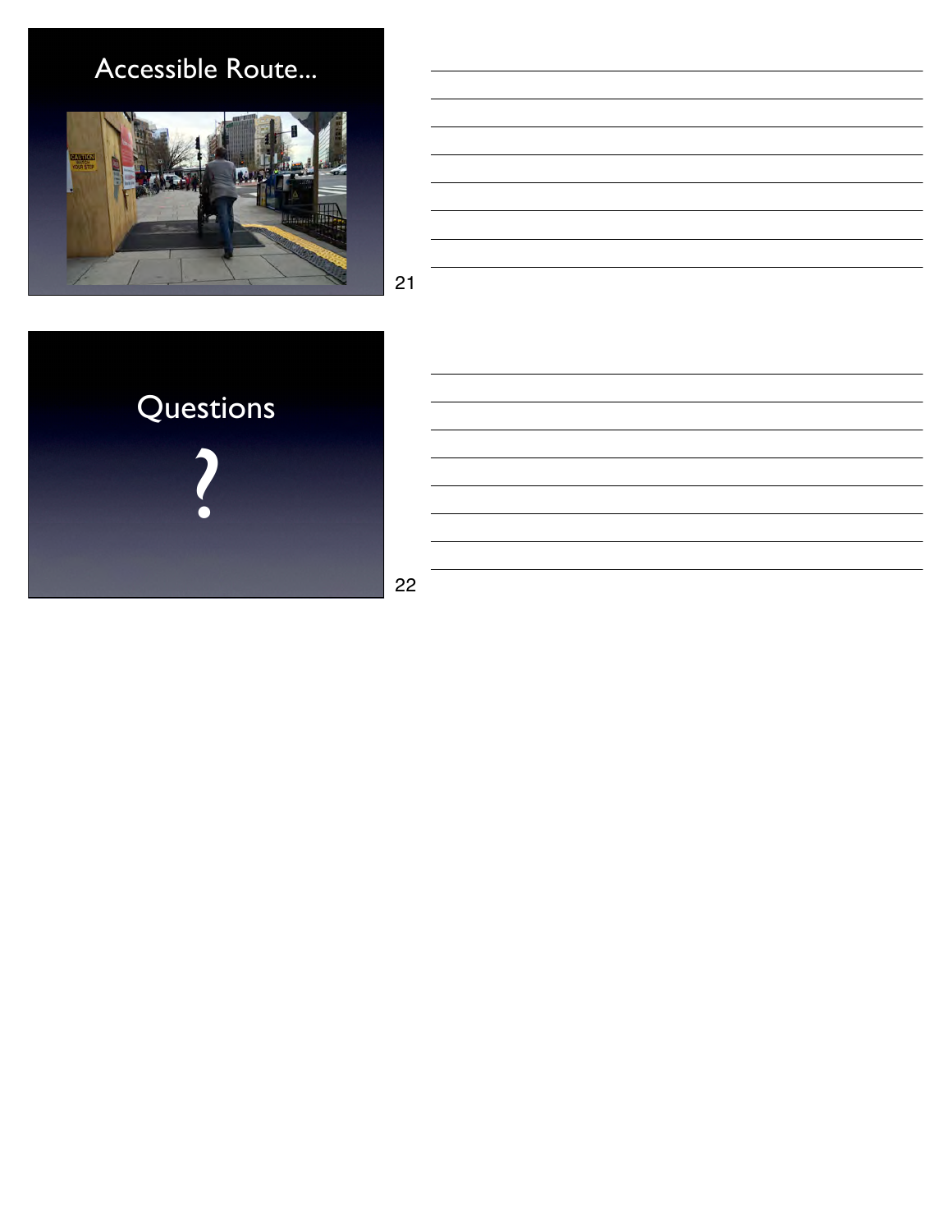## Accessible Route...

## Questions

?